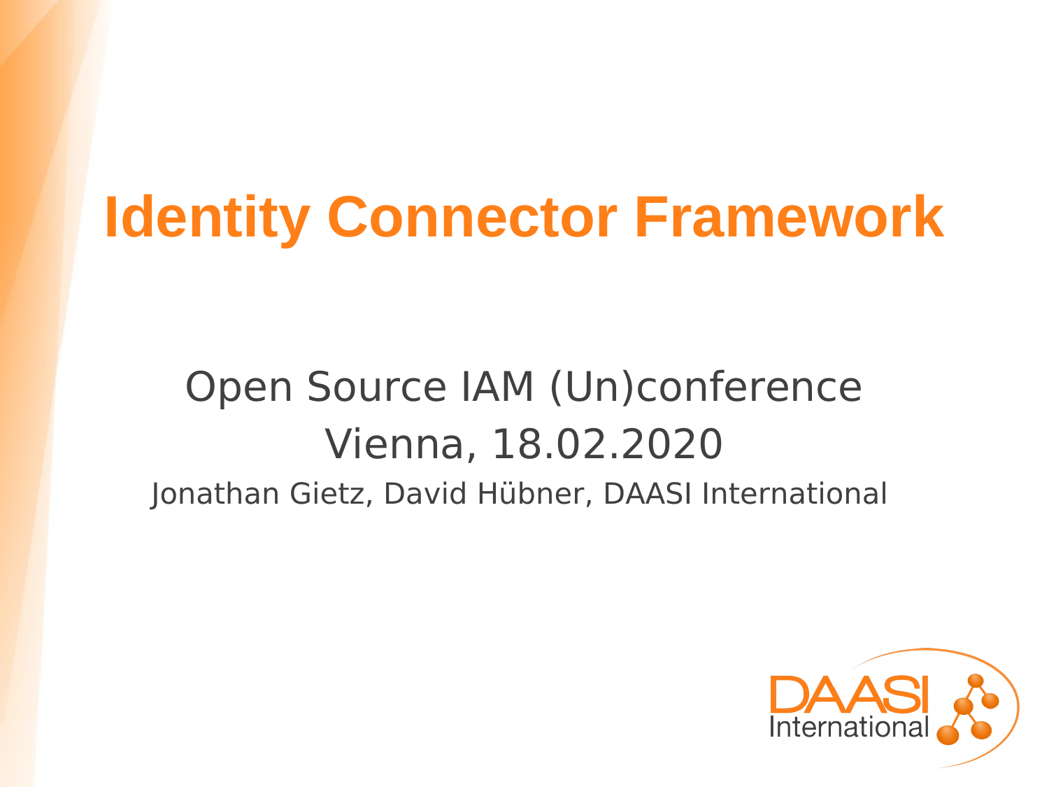# Identity Connector Framework

Open Source IAM (Un)conference

Vienna, 18.02.2020

Jonathan Gietz, David Hübner, DAASI International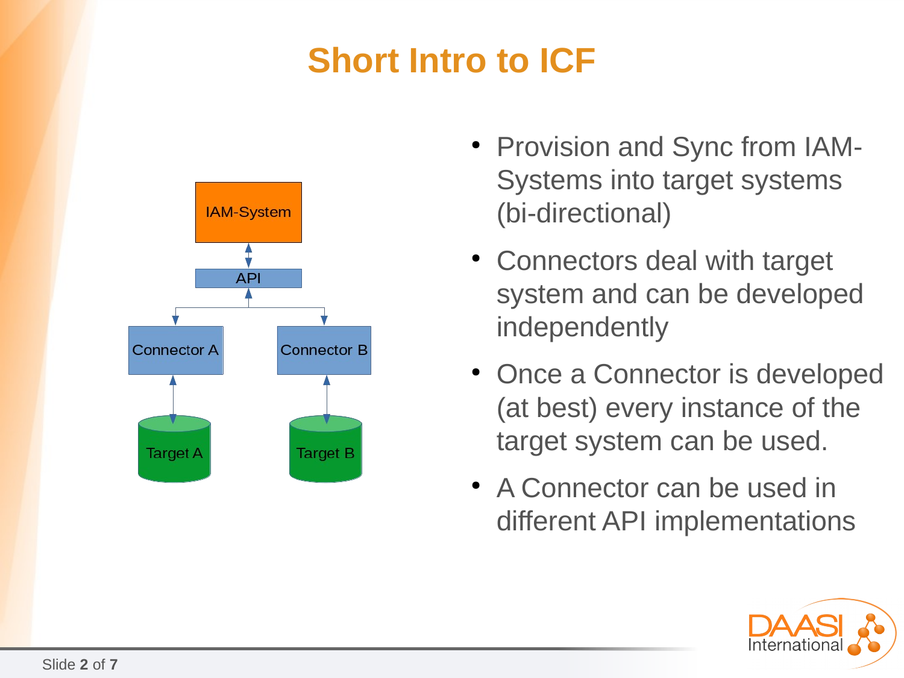# Short Intro to ICF

IAM-System

API

Connector A

Connector B

Target A

Target B

- Provision and Sync from IAM-Systems into target systems (bi-directional)
- Connectors deal with target system and can be developed independently
- Once a Connector is developed (at best) every instance of the target system can be used.
- A Connector can be used in different API implementations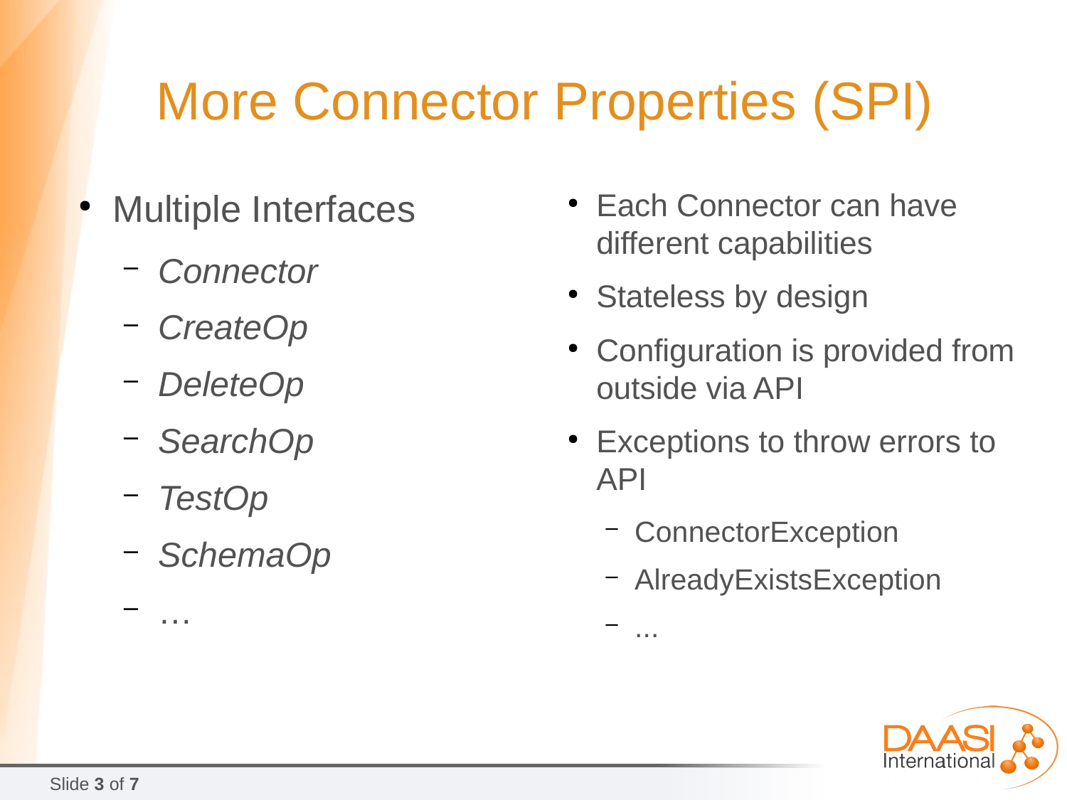# More Connector Properties (SPI)

- Multiple Interfaces
  - *Connector*
  - *CreateOp*
  - *DeleteOp*
  - *SearchOp*
  - *TestOp*
  - *SchemaOp*
  - …

- Each Connector can have different capabilities
- Stateless by design
- Configuration is provided from outside via API
- Exceptions to throw errors to API
  - ConnectorException
  - AlreadyExistsException
  - ...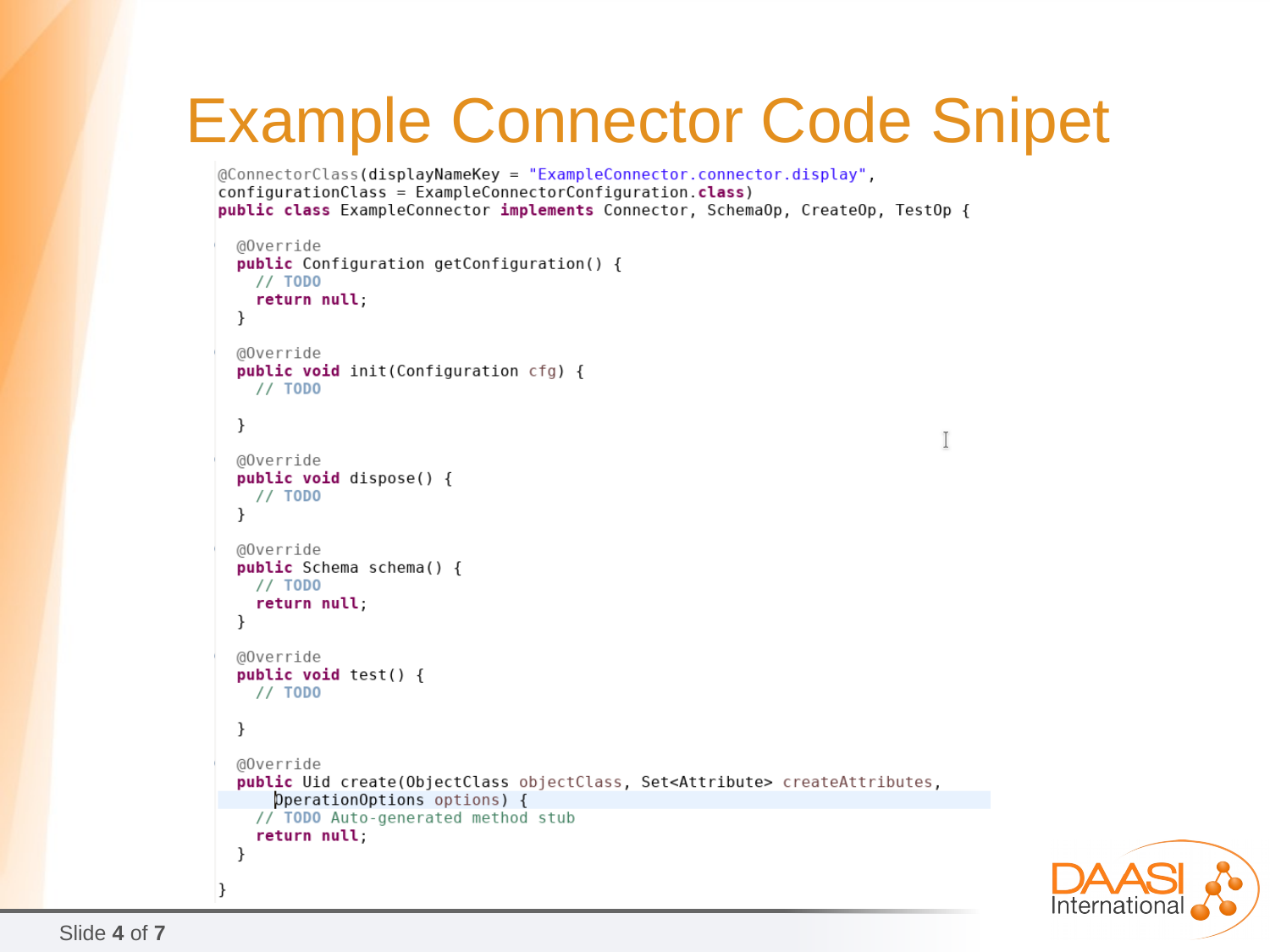# Example Connector Code Snipet

```java
@ConnectorClass(displayNameKey = "ExampleConnector.connector.display",
configurationClass = ExampleConnectorConfiguration.class)
public class ExampleConnector implements Connector, SchemaOp, CreateOp, TestOp {

  @Override
  public Configuration getConfiguration() {
    // TODO
    return null;
  }

  @Override
  public void init(Configuration cfg) {
    // TODO

  }

  @Override
  public void dispose() {
    // TODO
  }

  @Override
  public Schema schema() {
    // TODO
    return null;
  }

  @Override
  public void test() {
    // TODO

  }

  @Override
  public Uid create(ObjectClass objectClass, Set<Attribute> createAttributes,
      OperationOptions options) {
    // TODO Auto-generated method stub
    return null;
  }

}
```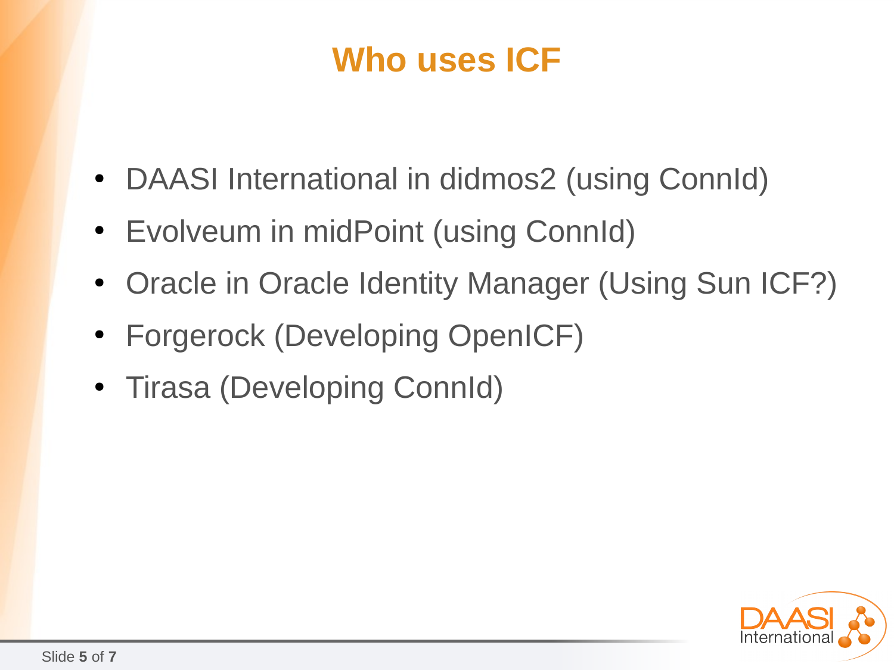# Who uses ICF

- DAASI International in didmos2 (using ConnId)
- Evolveum in midPoint (using ConnId)
- Oracle in Oracle Identity Manager (Using Sun ICF?)
- Forgerock (Developing OpenICF)
- Tirasa (Developing ConnId)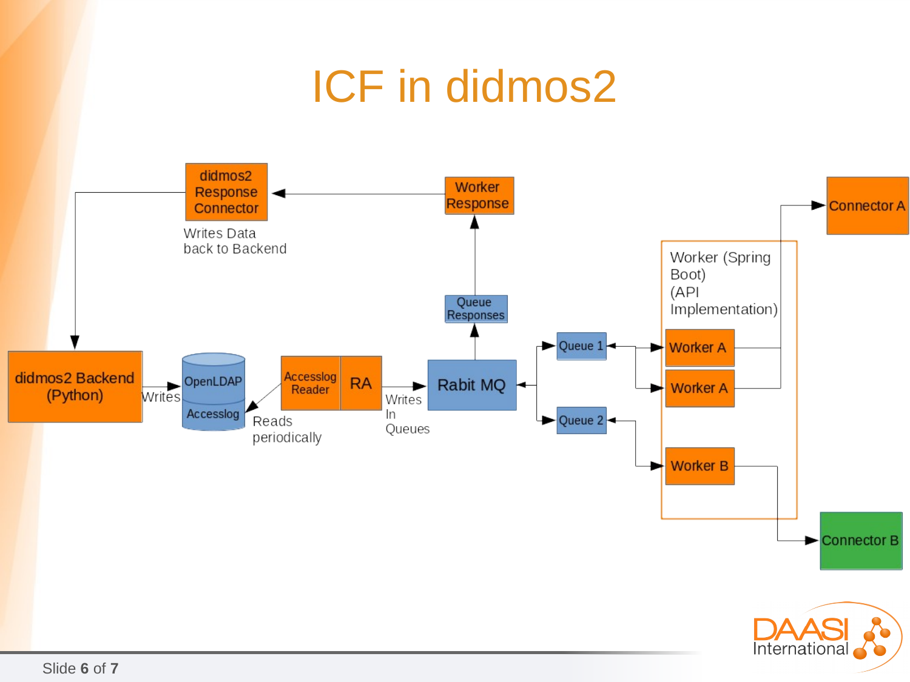# ICF in didmos2

didmos2 Response Connector

Writes Data back to Backend

Worker Response

Queue Responses

Connector A

Worker (Spring Boot) (API Implementation)

didmos2 Backend (Python)

Writes

OpenLDAP

Accesslog

Reads periodically

Accesslog Reader

RA

Writes In Queues

Rabit MQ

Queue 1

Queue 2

Worker A

Worker A

Worker B

Connector B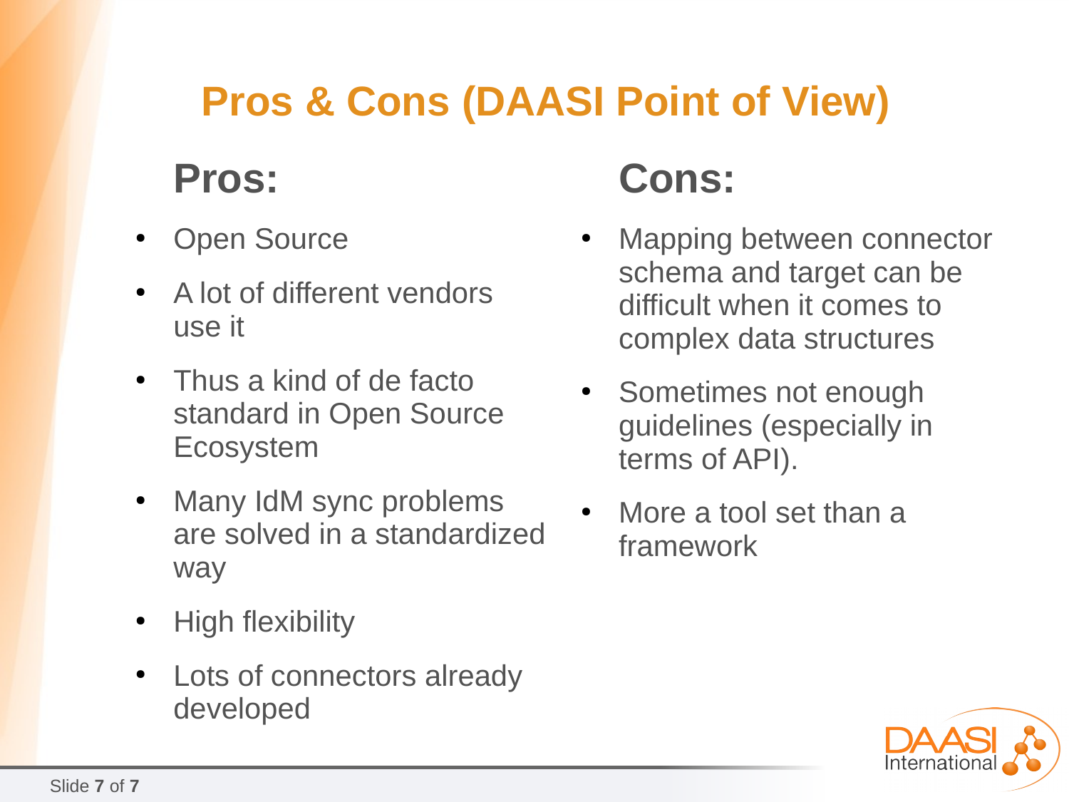# Pros & Cons (DAASI Point of View)

## Pros:

- Open Source
- A lot of different vendors use it
- Thus a kind of de facto standard in Open Source Ecosystem
- Many IdM sync problems are solved in a standardized way
- High flexibility
- Lots of connectors already developed

## Cons:

- Mapping between connector schema and target can be difficult when it comes to complex data structures
- Sometimes not enough guidelines (especially in terms of API).
- More a tool set than a framework